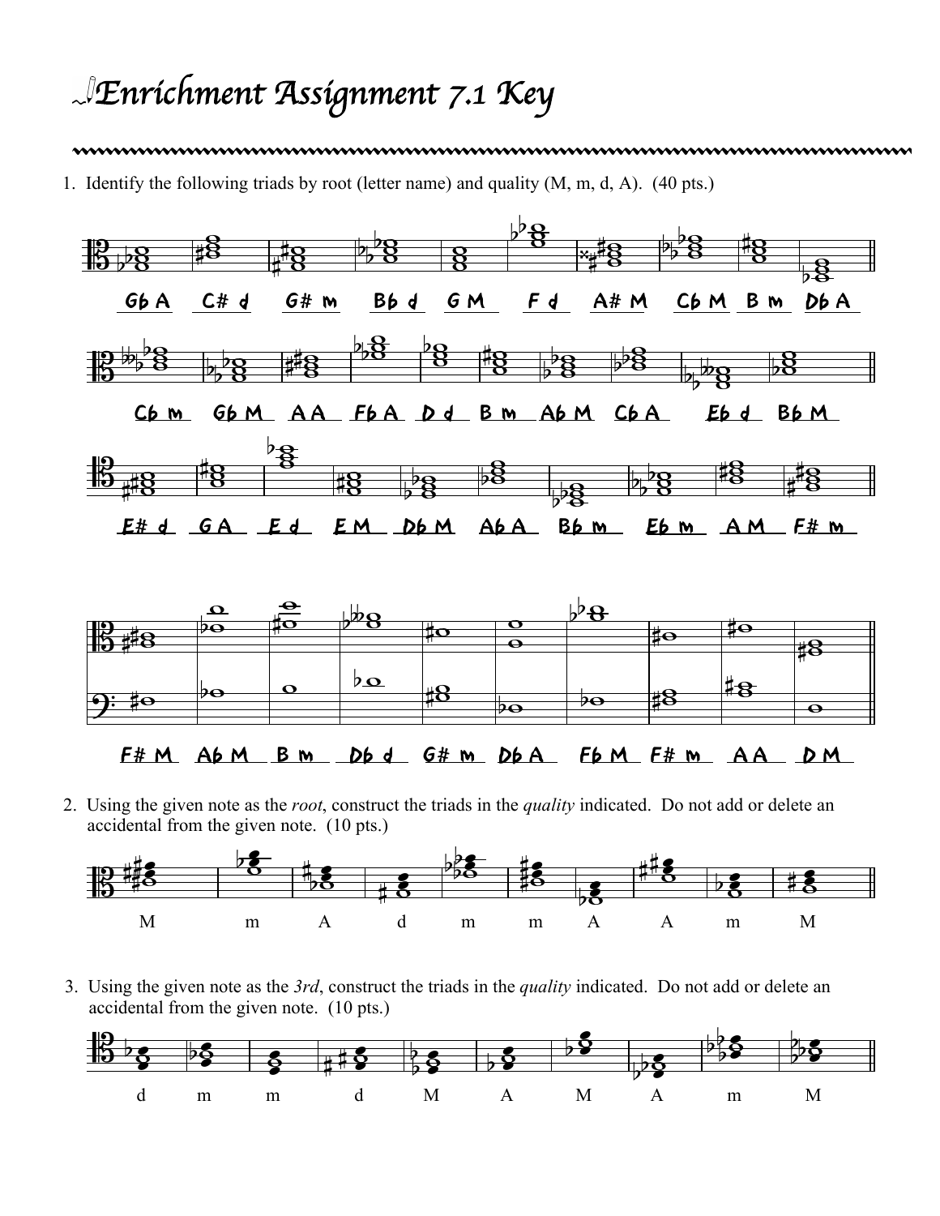# Enrichment Assignment 7.1 Key

1. Identify the following triads by root (letter name) and quality (M, m, d, A). (40 pts.)

Gb A &nbsp; C# d &nbsp; G# m &nbsp; Bb d &nbsp; G M &nbsp; F d &nbsp; A# M &nbsp; Cb M &nbsp; B m &nbsp; Db A

Cb m &nbsp; Gb M &nbsp; A A &nbsp; Fb A &nbsp; D d &nbsp; B m &nbsp; Ab M &nbsp; Cb A &nbsp; Eb d &nbsp; Bb M

E# d &nbsp; G A &nbsp; E d &nbsp; E M &nbsp; Db M &nbsp; Ab A &nbsp; Bb m &nbsp; Eb m &nbsp; A M &nbsp; F# m

F# M &nbsp; Ab M &nbsp; B m &nbsp; Db d &nbsp; G# m &nbsp; Db A &nbsp; Fb M &nbsp; F# m &nbsp; A A &nbsp; D M

2. Using the given note as the *root*, construct the triads in the *quality* indicated. Do not add or delete an accidental from the given note. (10 pts.)

M &nbsp; m &nbsp; A &nbsp; d &nbsp; m &nbsp; m &nbsp; A &nbsp; A &nbsp; m &nbsp; M

3. Using the given note as the *3rd*, construct the triads in the *quality* indicated. Do not add or delete an accidental from the given note. (10 pts.)

d &nbsp; m &nbsp; m &nbsp; d &nbsp; M &nbsp; A &nbsp; M &nbsp; A &nbsp; m &nbsp; M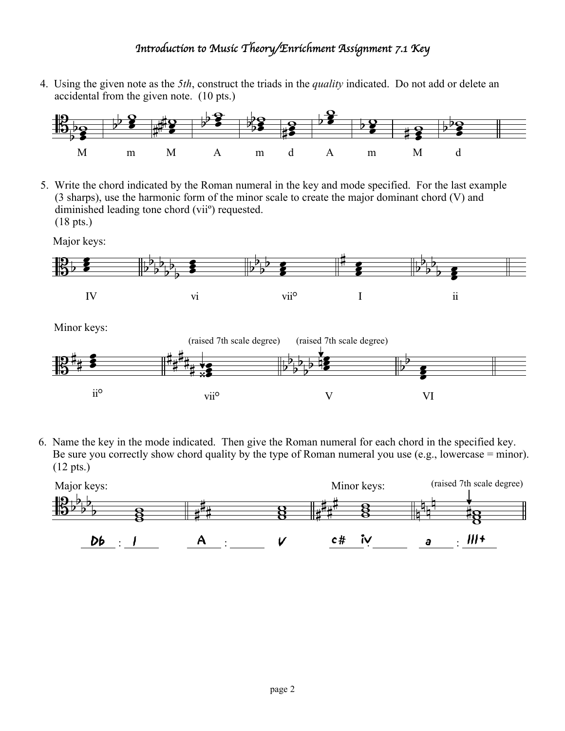*Introduction to Music Theory/Enrichment Assignment 7.1 Key*

4. Using the given note as the *5th*, construct the triads in the *quality* indicated. Do not add or delete an accidental from the given note. (10 pts.)

M m M A m d A m M d

5. Write the chord indicated by the Roman numeral in the key and mode specified. For the last example (3 sharps), use the harmonic form of the minor scale to create the major dominant chord (V) and diminished leading tone chord (viiº) requested.
(18 pts.)

Major keys:

IV vi vii° I ii

Minor keys:

(raised 7th scale degree) (raised 7th scale degree)

ii° vii° V VI

6. Name the key in the mode indicated. Then give the Roman numeral for each chord in the specified key. Be sure you correctly show chord quality by the type of Roman numeral you use (e.g., lowercase = minor). (12 pts.)

Major keys: Minor keys: (raised 7th scale degree)

Db : I A : V c# : iv a : III+